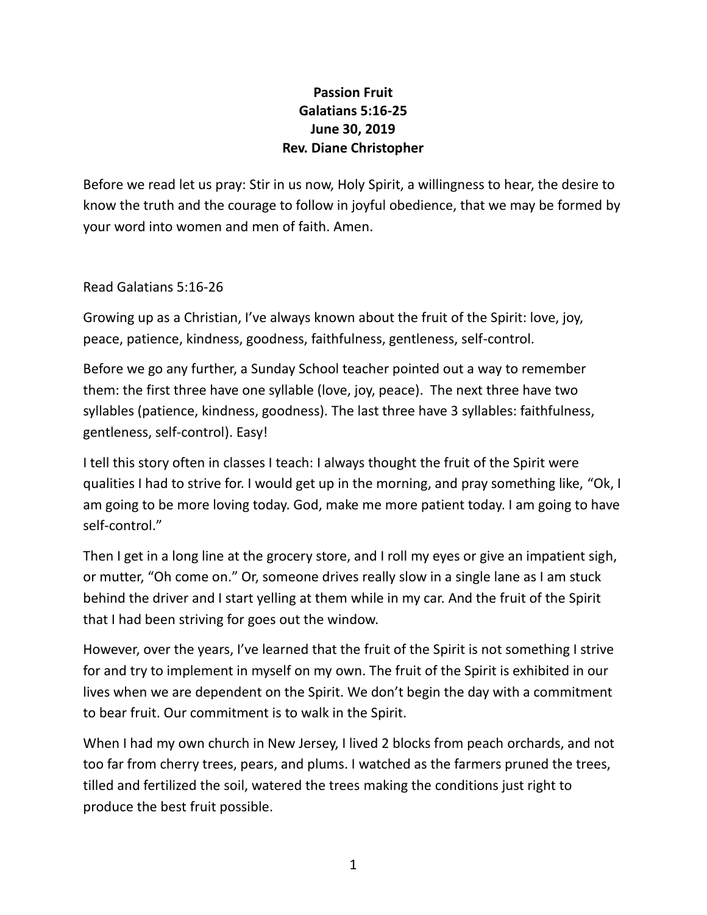**Passion Fruit**
**Galatians 5:16-25**
**June 30, 2019**
**Rev. Diane Christopher**

Before we read let us pray: Stir in us now, Holy Spirit, a willingness to hear, the desire to know the truth and the courage to follow in joyful obedience, that we may be formed by your word into women and men of faith. Amen.

Read Galatians 5:16-26

Growing up as a Christian, I've always known about the fruit of the Spirit: love, joy, peace, patience, kindness, goodness, faithfulness, gentleness, self-control.

Before we go any further, a Sunday School teacher pointed out a way to remember them: the first three have one syllable (love, joy, peace). The next three have two syllables (patience, kindness, goodness). The last three have 3 syllables: faithfulness, gentleness, self-control). Easy!

I tell this story often in classes I teach: I always thought the fruit of the Spirit were qualities I had to strive for. I would get up in the morning, and pray something like, "Ok, I am going to be more loving today. God, make me more patient today. I am going to have self-control."

Then I get in a long line at the grocery store, and I roll my eyes or give an impatient sigh, or mutter, "Oh come on." Or, someone drives really slow in a single lane as I am stuck behind the driver and I start yelling at them while in my car. And the fruit of the Spirit that I had been striving for goes out the window.

However, over the years, I've learned that the fruit of the Spirit is not something I strive for and try to implement in myself on my own. The fruit of the Spirit is exhibited in our lives when we are dependent on the Spirit. We don't begin the day with a commitment to bear fruit. Our commitment is to walk in the Spirit.

When I had my own church in New Jersey, I lived 2 blocks from peach orchards, and not too far from cherry trees, pears, and plums. I watched as the farmers pruned the trees, tilled and fertilized the soil, watered the trees making the conditions just right to produce the best fruit possible.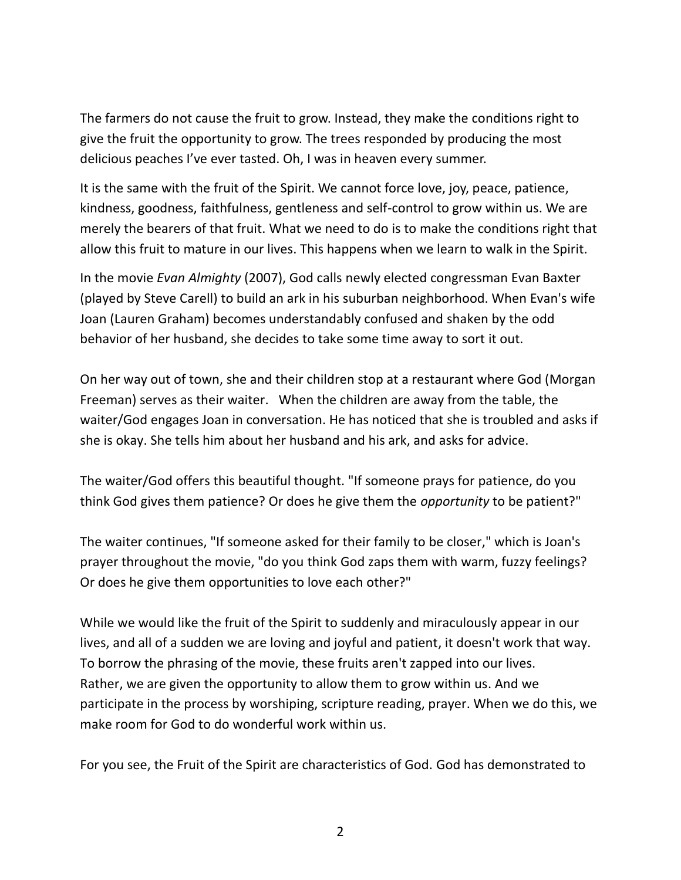The farmers do not cause the fruit to grow. Instead, they make the conditions right to give the fruit the opportunity to grow. The trees responded by producing the most delicious peaches I've ever tasted. Oh, I was in heaven every summer.

It is the same with the fruit of the Spirit. We cannot force love, joy, peace, patience, kindness, goodness, faithfulness, gentleness and self-control to grow within us. We are merely the bearers of that fruit. What we need to do is to make the conditions right that allow this fruit to mature in our lives. This happens when we learn to walk in the Spirit.

In the movie *Evan Almighty* (2007), God calls newly elected congressman Evan Baxter (played by Steve Carell) to build an ark in his suburban neighborhood. When Evan's wife Joan (Lauren Graham) becomes understandably confused and shaken by the odd behavior of her husband, she decides to take some time away to sort it out.

On her way out of town, she and their children stop at a restaurant where God (Morgan Freeman) serves as their waiter. When the children are away from the table, the waiter/God engages Joan in conversation. He has noticed that she is troubled and asks if she is okay. She tells him about her husband and his ark, and asks for advice.

The waiter/God offers this beautiful thought. "If someone prays for patience, do you think God gives them patience? Or does he give them the *opportunity* to be patient?"

The waiter continues, "If someone asked for their family to be closer," which is Joan's prayer throughout the movie, "do you think God zaps them with warm, fuzzy feelings? Or does he give them opportunities to love each other?"

While we would like the fruit of the Spirit to suddenly and miraculously appear in our lives, and all of a sudden we are loving and joyful and patient, it doesn't work that way. To borrow the phrasing of the movie, these fruits aren't zapped into our lives. Rather, we are given the opportunity to allow them to grow within us. And we participate in the process by worshiping, scripture reading, prayer. When we do this, we make room for God to do wonderful work within us.

For you see, the Fruit of the Spirit are characteristics of God. God has demonstrated to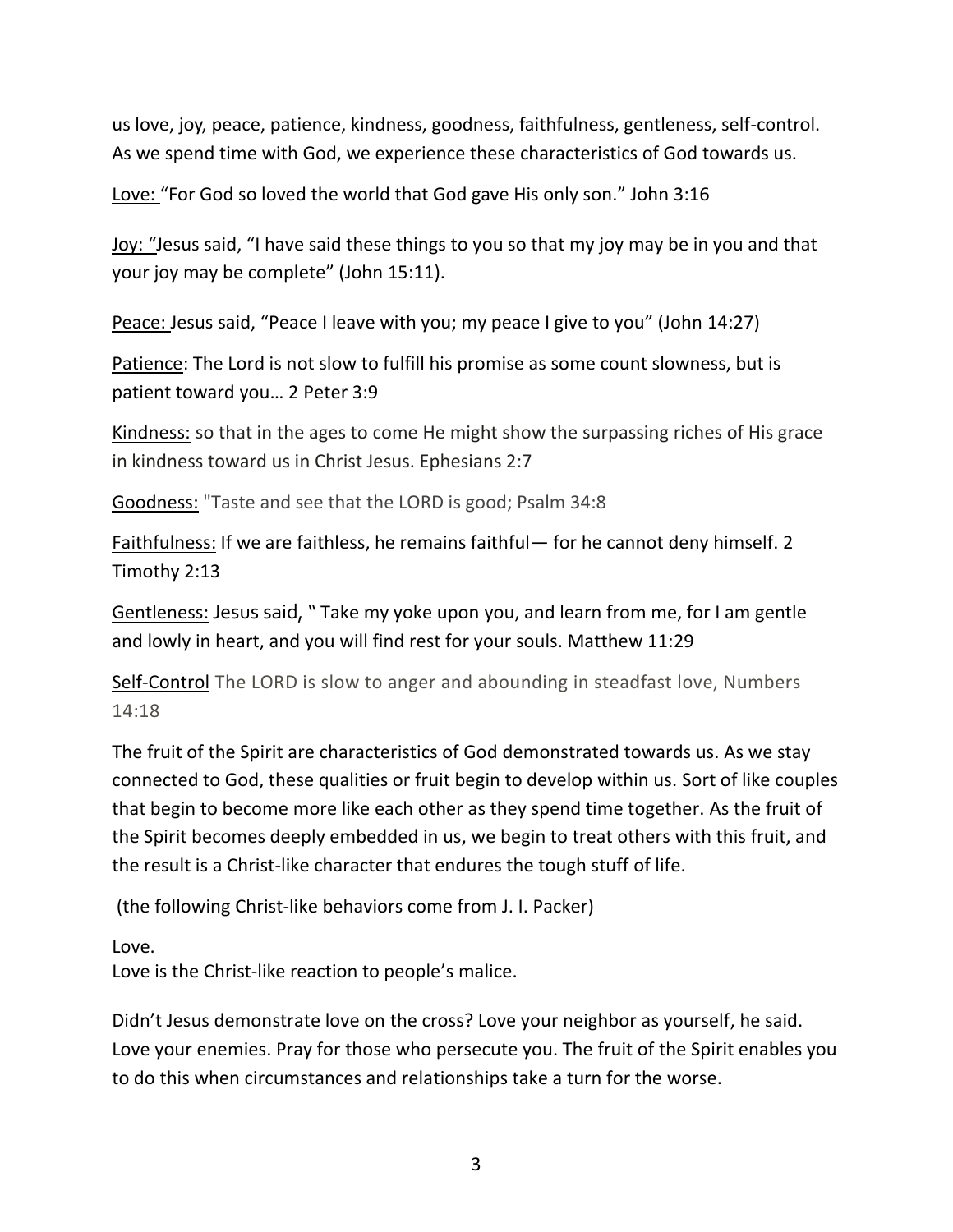us love, joy, peace, patience, kindness, goodness, faithfulness, gentleness, self-control. As we spend time with God, we experience these characteristics of God towards us.

<u>Love: </u>"For God so loved the world that God gave His only son." John 3:16

<u>Joy: "</u>Jesus said, "I have said these things to you so that my joy may be in you and that your joy may be complete" (John 15:11).

<u>Peace: </u>Jesus said, "Peace I leave with you; my peace I give to you" (John 14:27)

<u>Patience</u>: The Lord is not slow to fulfill his promise as some count slowness, but is patient toward you… 2 Peter 3:9

<u>Kindness:</u> so that in the ages to come He might show the surpassing riches of His grace in kindness toward us in Christ Jesus. Ephesians 2:7

<u>Goodness:</u> "Taste and see that the LORD is good; Psalm 34:8

<u>Faithfulness:</u> If we are faithless, he remains faithful— for he cannot deny himself. 2 Timothy 2:13

<u>Gentleness:</u> Jesus said, " Take my yoke upon you, and learn from me, for I am gentle and lowly in heart, and you will find rest for your souls. Matthew 11:29

<u>Self-Control</u> The LORD is slow to anger and abounding in steadfast love, Numbers 14:18

The fruit of the Spirit are characteristics of God demonstrated towards us. As we stay connected to God, these qualities or fruit begin to develop within us. Sort of like couples that begin to become more like each other as they spend time together. As the fruit of the Spirit becomes deeply embedded in us, we begin to treat others with this fruit, and the result is a Christ-like character that endures the tough stuff of life.

(the following Christ-like behaviors come from J. I. Packer)

Love.
Love is the Christ-like reaction to people's malice.

Didn't Jesus demonstrate love on the cross? Love your neighbor as yourself, he said. Love your enemies. Pray for those who persecute you. The fruit of the Spirit enables you to do this when circumstances and relationships take a turn for the worse.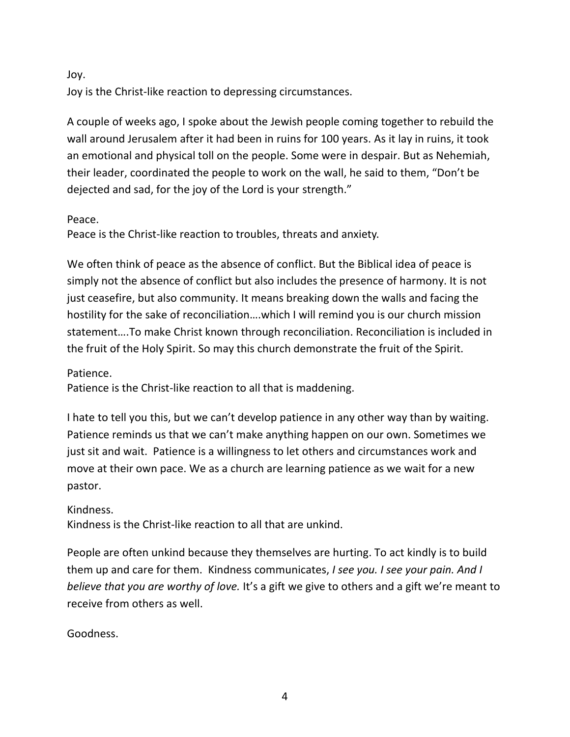Joy.
Joy is the Christ-like reaction to depressing circumstances.

A couple of weeks ago, I spoke about the Jewish people coming together to rebuild the wall around Jerusalem after it had been in ruins for 100 years. As it lay in ruins, it took an emotional and physical toll on the people. Some were in despair. But as Nehemiah, their leader, coordinated the people to work on the wall, he said to them, "Don't be dejected and sad, for the joy of the Lord is your strength."

Peace.
Peace is the Christ-like reaction to troubles, threats and anxiety.

We often think of peace as the absence of conflict. But the Biblical idea of peace is simply not the absence of conflict but also includes the presence of harmony. It is not just ceasefire, but also community. It means breaking down the walls and facing the hostility for the sake of reconciliation….which I will remind you is our church mission statement….To make Christ known through reconciliation. Reconciliation is included in the fruit of the Holy Spirit. So may this church demonstrate the fruit of the Spirit.

Patience.
Patience is the Christ-like reaction to all that is maddening.

I hate to tell you this, but we can't develop patience in any other way than by waiting. Patience reminds us that we can't make anything happen on our own. Sometimes we just sit and wait. Patience is a willingness to let others and circumstances work and move at their own pace. We as a church are learning patience as we wait for a new pastor.

Kindness.
Kindness is the Christ-like reaction to all that are unkind.

People are often unkind because they themselves are hurting. To act kindly is to build them up and care for them. Kindness communicates, *I see you. I see your pain. And I believe that you are worthy of love.* It's a gift we give to others and a gift we're meant to receive from others as well.

Goodness.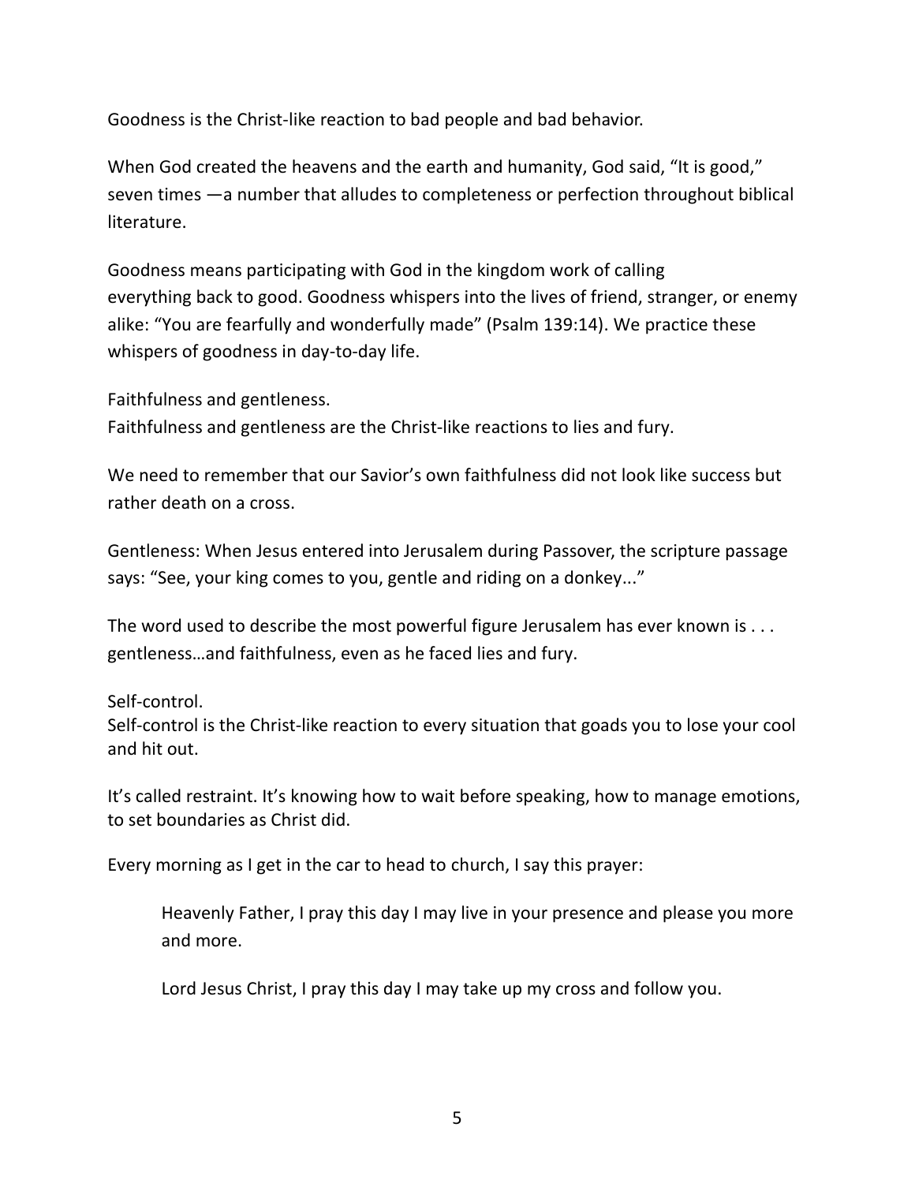Goodness is the Christ-like reaction to bad people and bad behavior.

When God created the heavens and the earth and humanity, God said, “It is good,” seven times —a number that alludes to completeness or perfection throughout biblical literature.

Goodness means participating with God in the kingdom work of calling everything back to good. Goodness whispers into the lives of friend, stranger, or enemy alike: “You are fearfully and wonderfully made” (Psalm 139:14). We practice these whispers of goodness in day-to-day life.

Faithfulness and gentleness.
Faithfulness and gentleness are the Christ-like reactions to lies and fury.

We need to remember that our Savior’s own faithfulness did not look like success but rather death on a cross.

Gentleness: When Jesus entered into Jerusalem during Passover, the scripture passage says: “See, your king comes to you, gentle and riding on a donkey...”

The word used to describe the most powerful figure Jerusalem has ever known is . . . gentleness…and faithfulness, even as he faced lies and fury.

Self-control.
Self-control is the Christ-like reaction to every situation that goads you to lose your cool and hit out.

It’s called restraint. It’s knowing how to wait before speaking, how to manage emotions, to set boundaries as Christ did.

Every morning as I get in the car to head to church, I say this prayer:

> Heavenly Father, I pray this day I may live in your presence and please you more and more.
>
> Lord Jesus Christ, I pray this day I may take up my cross and follow you.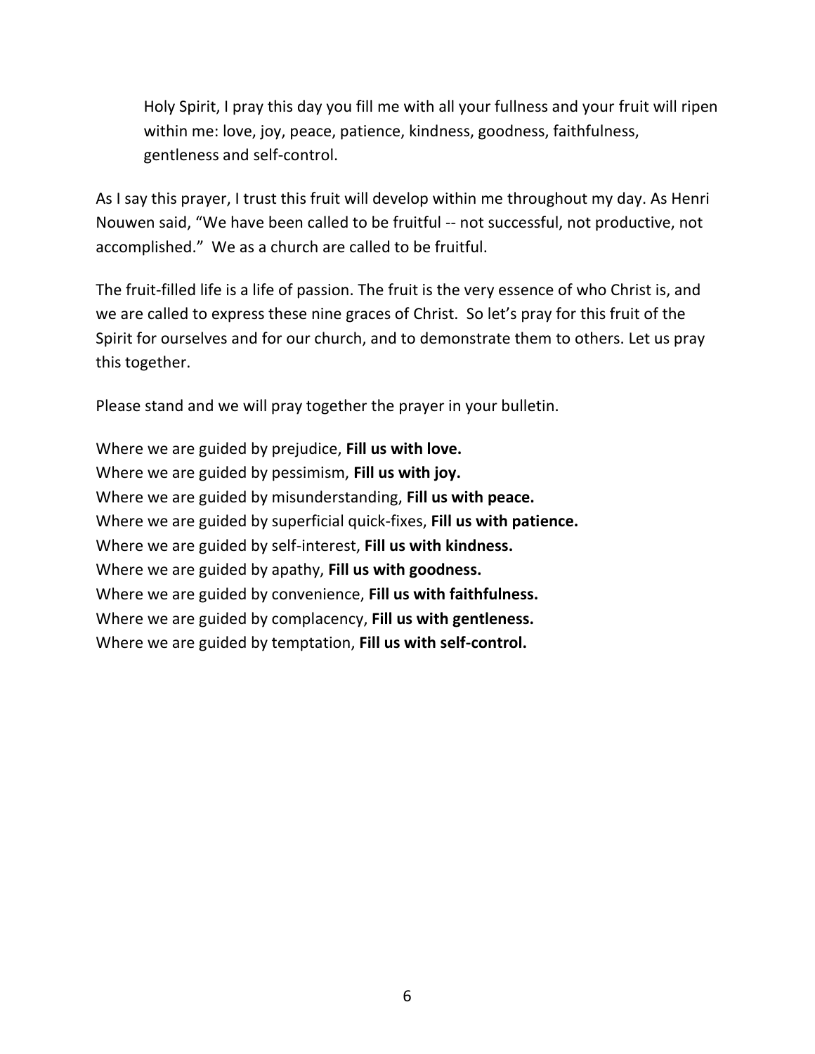> Holy Spirit, I pray this day you fill me with all your fullness and your fruit will ripen within me: love, joy, peace, patience, kindness, goodness, faithfulness, gentleness and self-control.

As I say this prayer, I trust this fruit will develop within me throughout my day. As Henri Nouwen said, "We have been called to be fruitful -- not successful, not productive, not accomplished." We as a church are called to be fruitful.

The fruit-filled life is a life of passion. The fruit is the very essence of who Christ is, and we are called to express these nine graces of Christ. So let's pray for this fruit of the Spirit for ourselves and for our church, and to demonstrate them to others. Let us pray this together.

Please stand and we will pray together the prayer in your bulletin.

Where we are guided by prejudice, **Fill us with love.**
Where we are guided by pessimism, **Fill us with joy.**
Where we are guided by misunderstanding, **Fill us with peace.**
Where we are guided by superficial quick-fixes, **Fill us with patience.**
Where we are guided by self-interest, **Fill us with kindness.**
Where we are guided by apathy, **Fill us with goodness.**
Where we are guided by convenience, **Fill us with faithfulness.**
Where we are guided by complacency, **Fill us with gentleness.**
Where we are guided by temptation, **Fill us with self-control.**